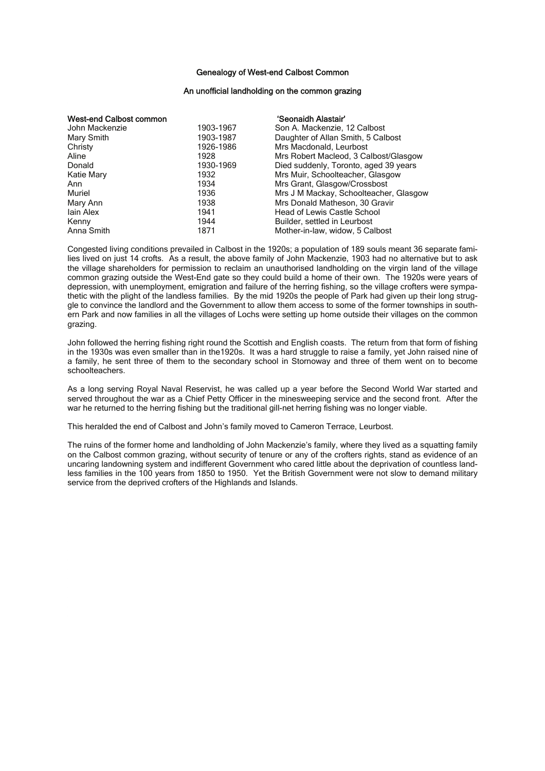## Genealogy of West-end Calbost Common

### An unofficial landholding on the common grazing

| West-end Calbost common | | 'Seonaidh Alastair' |
|---|---|---|
| John Mackenzie | 1903-1967 | Son A. Mackenzie, 12 Calbost |
| Mary Smith | 1903-1987 | Daughter of Allan Smith, 5 Calbost |
| Christy | 1926-1986 | Mrs Macdonald, Leurbost |
| Aline | 1928 | Mrs Robert Macleod, 3 Calbost/Glasgow |
| Donald | 1930-1969 | Died suddenly, Toronto, aged 39 years |
| Katie Mary | 1932 | Mrs Muir, Schoolteacher, Glasgow |
| Ann | 1934 | Mrs Grant, Glasgow/Crossbost |
| Muriel | 1936 | Mrs J M Mackay, Schoolteacher, Glasgow |
| Mary Ann | 1938 | Mrs Donald Matheson, 30 Gravir |
| Iain Alex | 1941 | Head of Lewis Castle School |
| Kenny | 1944 | Builder, settled in Leurbost |
| Anna Smith | 1871 | Mother-in-law, widow, 5 Calbost |

Congested living conditions prevailed in Calbost in the 1920s; a population of 189 souls meant 36 separate families lived on just 14 crofts. As a result, the above family of John Mackenzie, 1903 had no alternative but to ask the village shareholders for permission to reclaim an unauthorised landholding on the virgin land of the village common grazing outside the West-End gate so they could build a home of their own. The 1920s were years of depression, with unemployment, emigration and failure of the herring fishing, so the village crofters were sympathetic with the plight of the landless families. By the mid 1920s the people of Park had given up their long struggle to convince the landlord and the Government to allow them access to some of the former townships in southern Park and now families in all the villages of Lochs were setting up home outside their villages on the common grazing.

John followed the herring fishing right round the Scottish and English coasts. The return from that form of fishing in the 1930s was even smaller than in the1920s. It was a hard struggle to raise a family, yet John raised nine of a family, he sent three of them to the secondary school in Stornoway and three of them went on to become schoolteachers.

As a long serving Royal Naval Reservist, he was called up a year before the Second World War started and served throughout the war as a Chief Petty Officer in the minesweeping service and the second front. After the war he returned to the herring fishing but the traditional gill-net herring fishing was no longer viable.

This heralded the end of Calbost and John's family moved to Cameron Terrace, Leurbost.

The ruins of the former home and landholding of John Mackenzie's family, where they lived as a squatting family on the Calbost common grazing, without security of tenure or any of the crofters rights, stand as evidence of an uncaring landowning system and indifferent Government who cared little about the deprivation of countless landless families in the 100 years from 1850 to 1950. Yet the British Government were not slow to demand military service from the deprived crofters of the Highlands and Islands.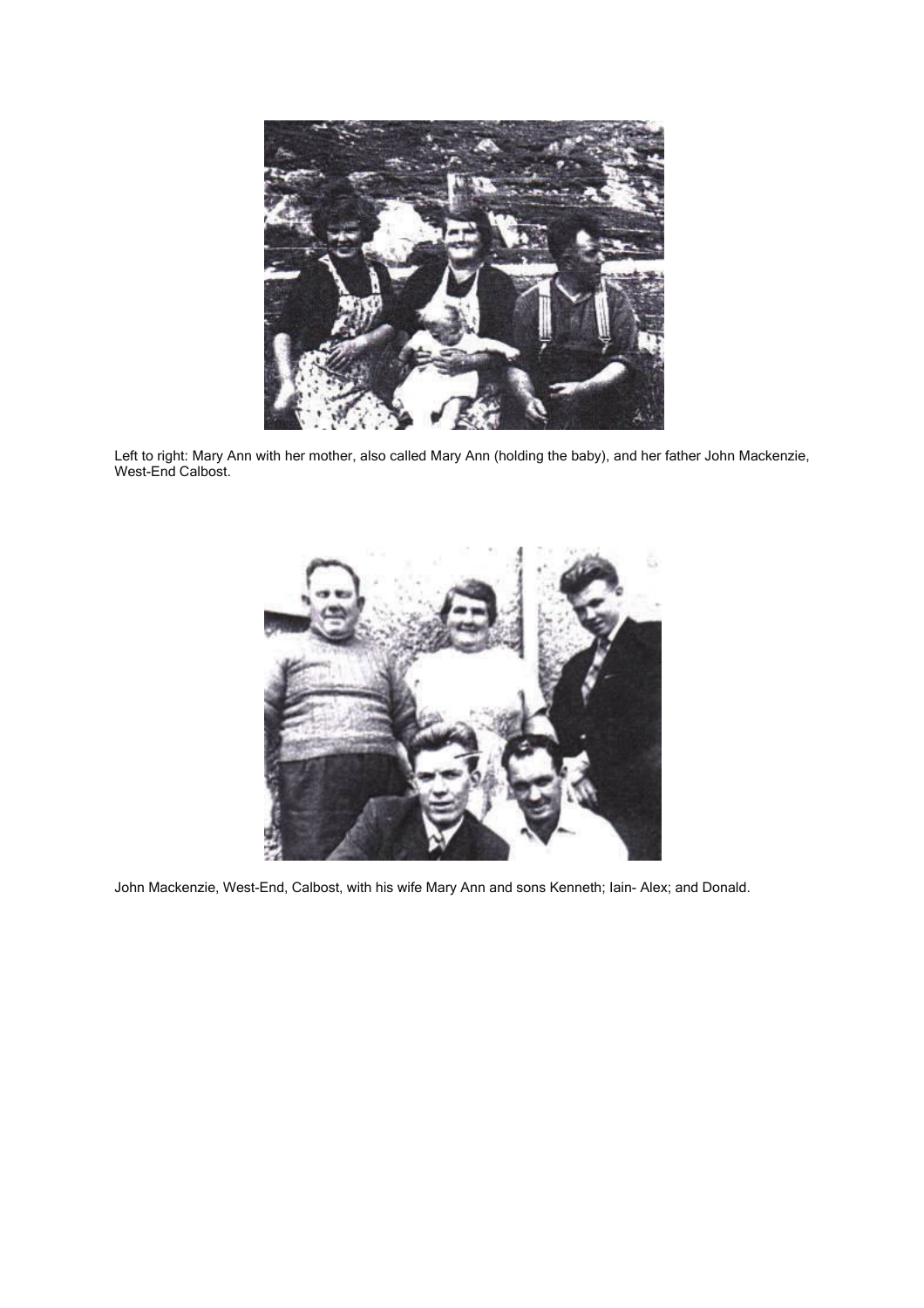Left to right: Mary Ann with her mother, also called Mary Ann (holding the baby), and her father John Mackenzie, West-End Calbost.

John Mackenzie, West-End, Calbost, with his wife Mary Ann and sons Kenneth; Iain- Alex; and Donald.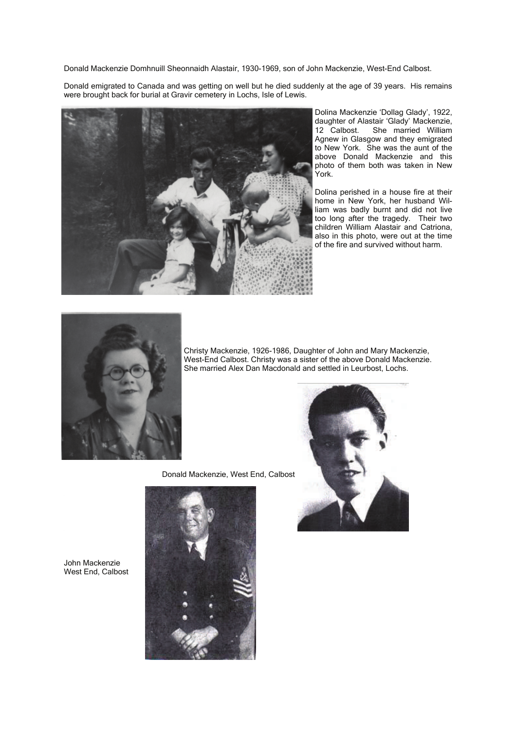Donald Mackenzie Domhnuill Sheonnaidh Alastair, 1930-1969, son of John Mackenzie, West-End Calbost.

Donald emigrated to Canada and was getting on well but he died suddenly at the age of 39 years. His remains were brought back for burial at Gravir cemetery in Lochs, Isle of Lewis.

Dolina Mackenzie 'Dollag Glady', 1922, daughter of Alastair 'Glady' Mackenzie, 12 Calbost. She married William Agnew in Glasgow and they emigrated to New York. She was the aunt of the above Donald Mackenzie and this photo of them both was taken in New York.

Dolina perished in a house fire at their home in New York, her husband William was badly burnt and did not live too long after the tragedy. Their two children William Alastair and Catriona, also in this photo, were out at the time of the fire and survived without harm.

Christy Mackenzie, 1926-1986, Daughter of John and Mary Mackenzie, West-End Calbost. Christy was a sister of the above Donald Mackenzie. She married Alex Dan Macdonald and settled in Leurbost, Lochs.

Donald Mackenzie, West End, Calbost

John Mackenzie
West End, Calbost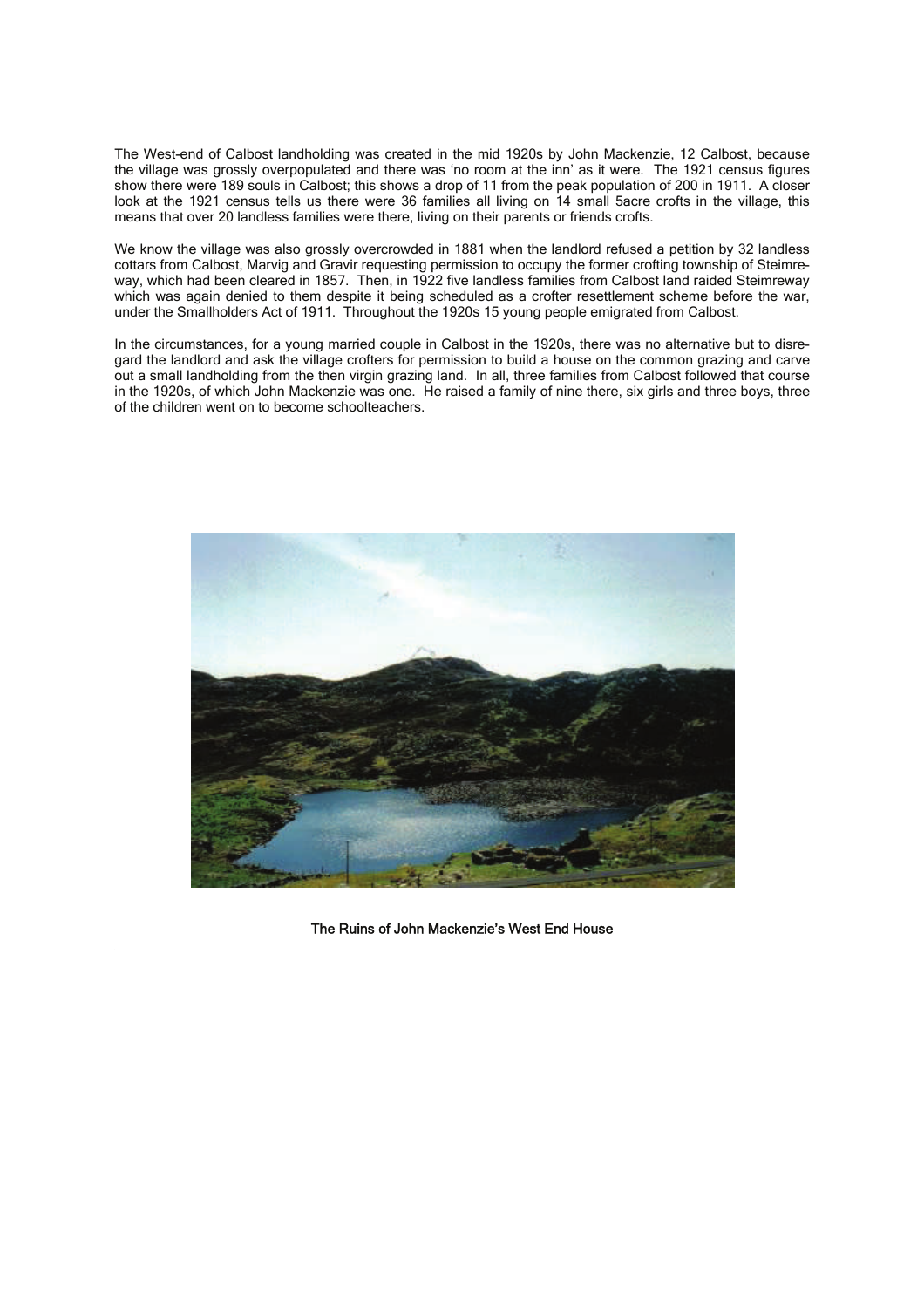The West-end of Calbost landholding was created in the mid 1920s by John Mackenzie, 12 Calbost, because the village was grossly overpopulated and there was 'no room at the inn' as it were. The 1921 census figures show there were 189 souls in Calbost; this shows a drop of 11 from the peak population of 200 in 1911. A closer look at the 1921 census tells us there were 36 families all living on 14 small 5acre crofts in the village, this means that over 20 landless families were there, living on their parents or friends crofts.

We know the village was also grossly overcrowded in 1881 when the landlord refused a petition by 32 landless cottars from Calbost, Marvig and Gravir requesting permission to occupy the former crofting township of Steimreway, which had been cleared in 1857. Then, in 1922 five landless families from Calbost land raided Steimreway which was again denied to them despite it being scheduled as a crofter resettlement scheme before the war, under the Smallholders Act of 1911. Throughout the 1920s 15 young people emigrated from Calbost.

In the circumstances, for a young married couple in Calbost in the 1920s, there was no alternative but to disregard the landlord and ask the village crofters for permission to build a house on the common grazing and carve out a small landholding from the then virgin grazing land. In all, three families from Calbost followed that course in the 1920s, of which John Mackenzie was one. He raised a family of nine there, six girls and three boys, three of the children went on to become schoolteachers.

The Ruins of John Mackenzie's West End House